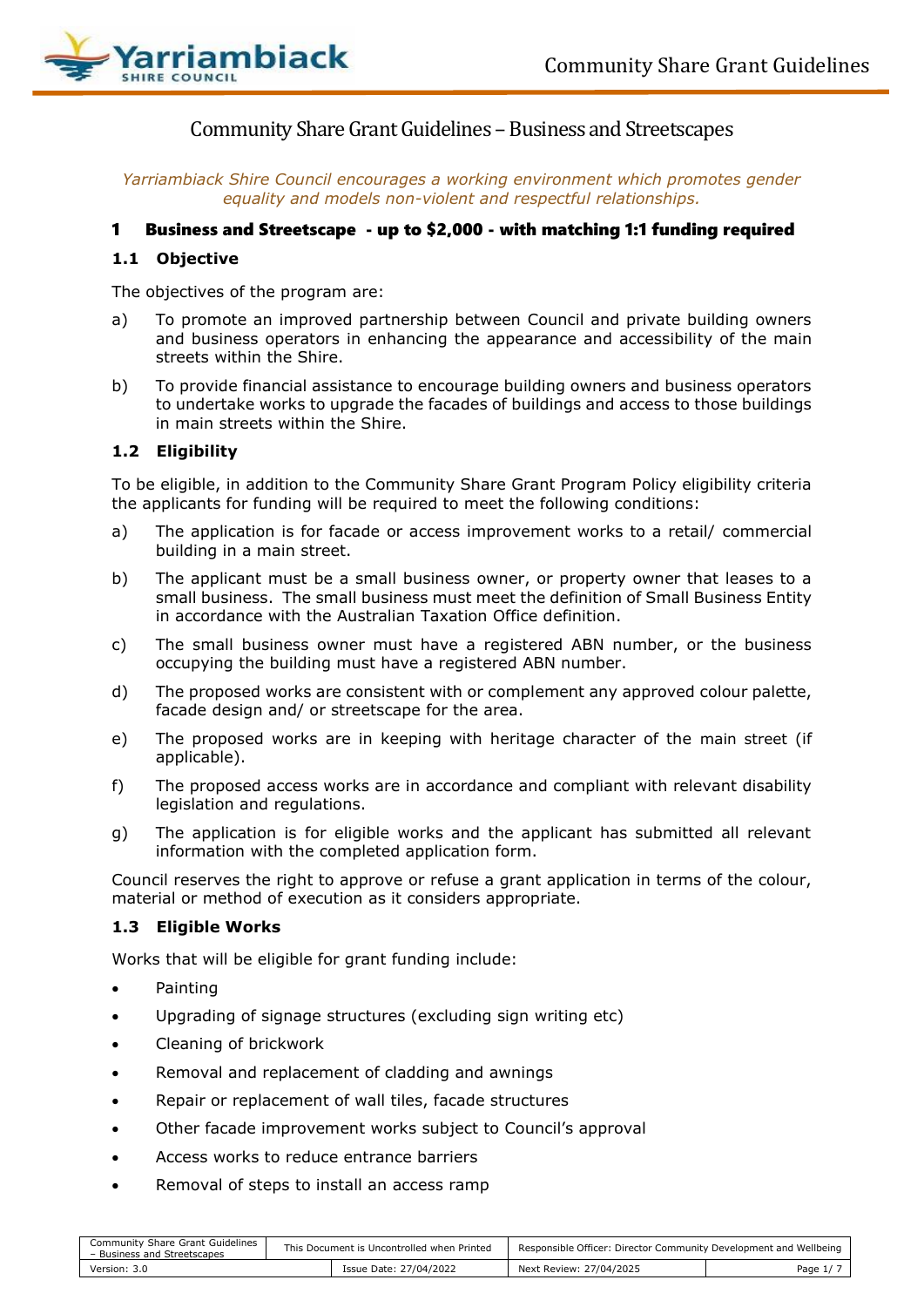# Community Share Grant Guidelines – Business and Streetscapes

*Yarriambiack Shire Council encourages a working environment which promotes gender equality and models non-violent and respectful relationships.*

## 1 Business and Streetscape - up to $2,000 - with matching 1:1 funding required

### 1.1 Objective

The objectives of the program are:

a) To promote an improved partnership between Council and private building owners and business operators in enhancing the appearance and accessibility of the main streets within the Shire.

b) To provide financial assistance to encourage building owners and business operators to undertake works to upgrade the facades of buildings and access to those buildings in main streets within the Shire.

### 1.2 Eligibility

To be eligible, in addition to the Community Share Grant Program Policy eligibility criteria the applicants for funding will be required to meet the following conditions:

a) The application is for facade or access improvement works to a retail/ commercial building in a main street.

b) The applicant must be a small business owner, or property owner that leases to a small business. The small business must meet the definition of Small Business Entity in accordance with the Australian Taxation Office definition.

c) The small business owner must have a registered ABN number, or the business occupying the building must have a registered ABN number.

d) The proposed works are consistent with or complement any approved colour palette, facade design and/ or streetscape for the area.

e) The proposed works are in keeping with heritage character of the main street (if applicable).

f) The proposed access works are in accordance and compliant with relevant disability legislation and regulations.

g) The application is for eligible works and the applicant has submitted all relevant information with the completed application form.

Council reserves the right to approve or refuse a grant application in terms of the colour, material or method of execution as it considers appropriate.

### 1.3 Eligible Works

Works that will be eligible for grant funding include:

- Painting
- Upgrading of signage structures (excluding sign writing etc)
- Cleaning of brickwork
- Removal and replacement of cladding and awnings
- Repair or replacement of wall tiles, facade structures
- Other facade improvement works subject to Council's approval
- Access works to reduce entrance barriers
- Removal of steps to install an access ramp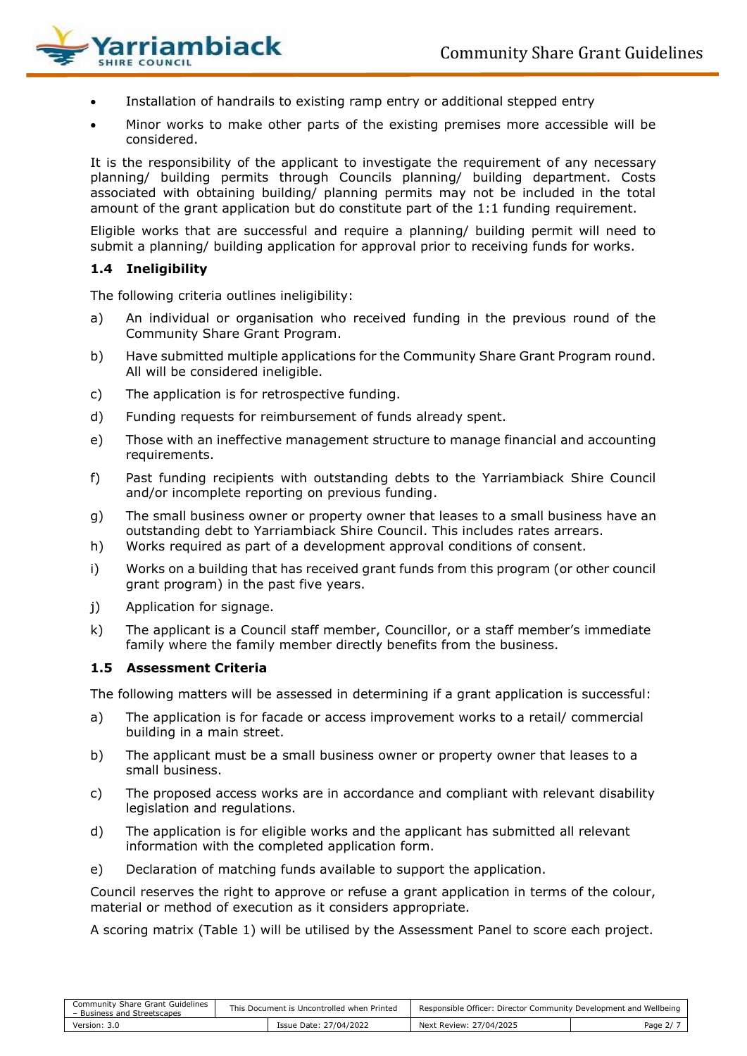- Installation of handrails to existing ramp entry or additional stepped entry
- Minor works to make other parts of the existing premises more accessible will be considered.

It is the responsibility of the applicant to investigate the requirement of any necessary planning/ building permits through Councils planning/ building department. Costs associated with obtaining building/ planning permits may not be included in the total amount of the grant application but do constitute part of the 1:1 funding requirement.

Eligible works that are successful and require a planning/ building permit will need to submit a planning/ building application for approval prior to receiving funds for works.

### 1.4 Ineligibility

The following criteria outlines ineligibility:

a) An individual or organisation who received funding in the previous round of the Community Share Grant Program.

b) Have submitted multiple applications for the Community Share Grant Program round. All will be considered ineligible.

c) The application is for retrospective funding.

d) Funding requests for reimbursement of funds already spent.

e) Those with an ineffective management structure to manage financial and accounting requirements.

f) Past funding recipients with outstanding debts to the Yarriambiack Shire Council and/or incomplete reporting on previous funding.

g) The small business owner or property owner that leases to a small business have an outstanding debt to Yarriambiack Shire Council. This includes rates arrears.

h) Works required as part of a development approval conditions of consent.

i) Works on a building that has received grant funds from this program (or other council grant program) in the past five years.

j) Application for signage.

k) The applicant is a Council staff member, Councillor, or a staff member's immediate family where the family member directly benefits from the business.

### 1.5 Assessment Criteria

The following matters will be assessed in determining if a grant application is successful:

a) The application is for facade or access improvement works to a retail/ commercial building in a main street.

b) The applicant must be a small business owner or property owner that leases to a small business.

c) The proposed access works are in accordance and compliant with relevant disability legislation and regulations.

d) The application is for eligible works and the applicant has submitted all relevant information with the completed application form.

e) Declaration of matching funds available to support the application.

Council reserves the right to approve or refuse a grant application in terms of the colour, material or method of execution as it considers appropriate.

A scoring matrix (Table 1) will be utilised by the Assessment Panel to score each project.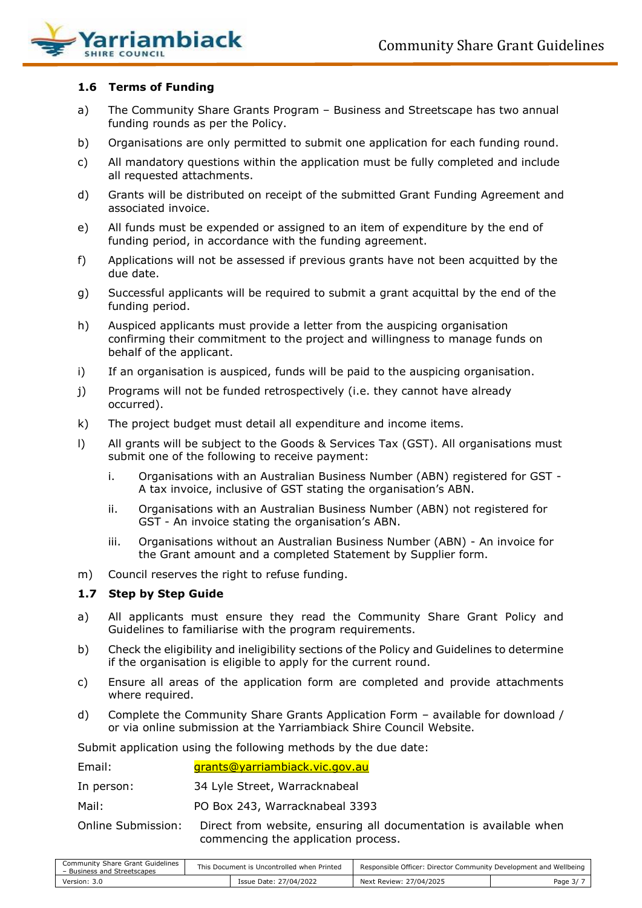### 1.6 Terms of Funding

a) The Community Share Grants Program – Business and Streetscape has two annual funding rounds as per the Policy.

b) Organisations are only permitted to submit one application for each funding round.

c) All mandatory questions within the application must be fully completed and include all requested attachments.

d) Grants will be distributed on receipt of the submitted Grant Funding Agreement and associated invoice.

e) All funds must be expended or assigned to an item of expenditure by the end of funding period, in accordance with the funding agreement.

f) Applications will not be assessed if previous grants have not been acquitted by the due date.

g) Successful applicants will be required to submit a grant acquittal by the end of the funding period.

h) Auspiced applicants must provide a letter from the auspicing organisation confirming their commitment to the project and willingness to manage funds on behalf of the applicant.

i) If an organisation is auspiced, funds will be paid to the auspicing organisation.

j) Programs will not be funded retrospectively (i.e. they cannot have already occurred).

k) The project budget must detail all expenditure and income items.

l) All grants will be subject to the Goods & Services Tax (GST). All organisations must submit one of the following to receive payment:

   i. Organisations with an Australian Business Number (ABN) registered for GST - A tax invoice, inclusive of GST stating the organisation's ABN.

   ii. Organisations with an Australian Business Number (ABN) not registered for GST - An invoice stating the organisation's ABN.

   iii. Organisations without an Australian Business Number (ABN) - An invoice for the Grant amount and a completed Statement by Supplier form.

m) Council reserves the right to refuse funding.

### 1.7 Step by Step Guide

a) All applicants must ensure they read the Community Share Grant Policy and Guidelines to familiarise with the program requirements.

b) Check the eligibility and ineligibility sections of the Policy and Guidelines to determine if the organisation is eligible to apply for the current round.

c) Ensure all areas of the application form are completed and provide attachments where required.

d) Complete the Community Share Grants Application Form – available for download / or via online submission at the Yarriambiack Shire Council Website.

Submit application using the following methods by the due date:

Email: grants@yarriambiack.vic.gov.au

In person: 34 Lyle Street, Warracknabeal

Mail: PO Box 243, Warracknabeal 3393

Online Submission: Direct from website, ensuring all documentation is available when commencing the application process.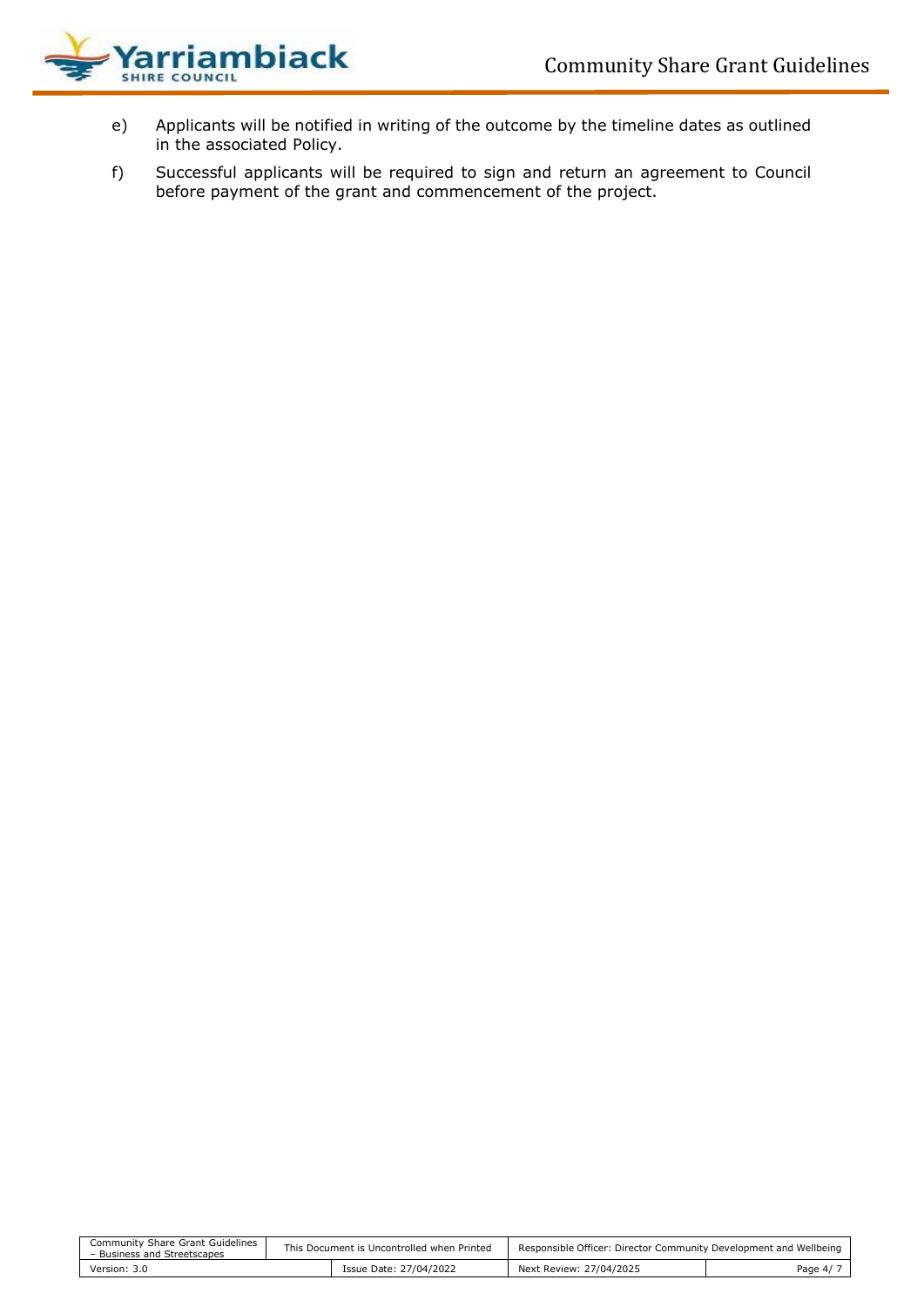e) Applicants will be notified in writing of the outcome by the timeline dates as outlined in the associated Policy.

f) Successful applicants will be required to sign and return an agreement to Council before payment of the grant and commencement of the project.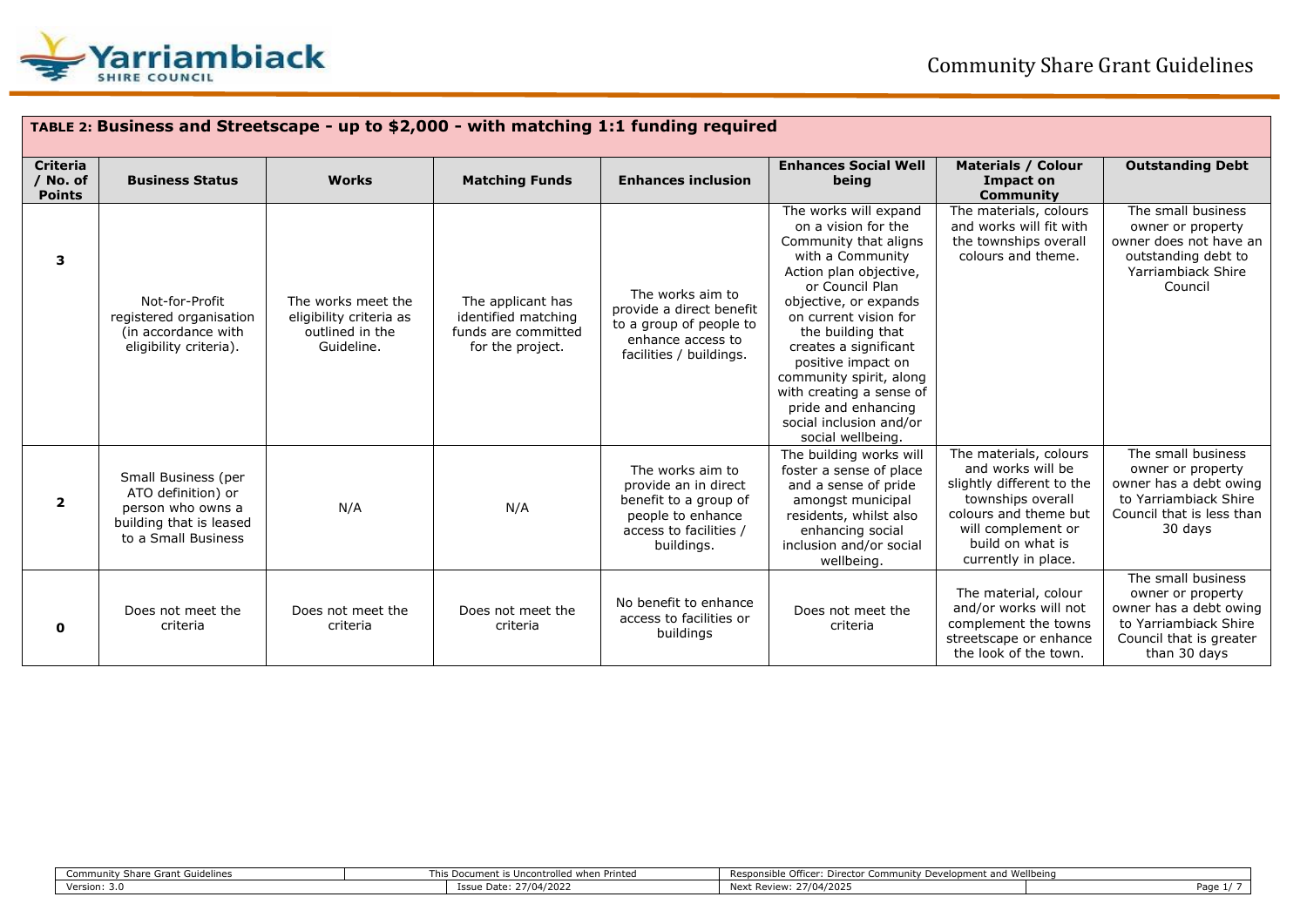**TABLE 2: Business and Streetscape - up to $2,000 - with matching 1:1 funding required**

| Criteria / No. of Points | Business Status | Works | Matching Funds | Enhances inclusion | Enhances Social Well being | Materials / Colour Impact on Community | Outstanding Debt |
|---|---|---|---|---|---|---|---|
| **3** | Not-for-Profit registered organisation (in accordance with eligibility criteria). | The works meet the eligibility criteria as outlined in the Guideline. | The applicant has identified matching funds are committed for the project. | The works aim to provide a direct benefit to a group of people to enhance access to facilities / buildings. | The works will expand on a vision for the Community that aligns with a Community Action plan objective, or Council Plan objective, or expands on current vision for the building that creates a significant positive impact on community spirit, along with creating a sense of pride and enhancing social inclusion and/or social wellbeing. | The materials, colours and works will fit with the townships overall colours and theme. | The small business owner or property owner does not have an outstanding debt to Yarriambiack Shire Council |
| **2** | Small Business (per ATO definition) or person who owns a building that is leased to a Small Business | N/A | N/A | The works aim to provide an in direct benefit to a group of people to enhance access to facilities / buildings. | The building works will foster a sense of place and a sense of pride amongst municipal residents, whilst also enhancing social inclusion and/or social wellbeing. | The materials, colours and works will be slightly different to the townships overall colours and theme but will complement or build on what is currently in place. | The small business owner or property owner has a debt owing to Yarriambiack Shire Council that is less than 30 days |
| **0** | Does not meet the criteria | Does not meet the criteria | Does not meet the criteria | No benefit to enhance access to facilities or buildings | Does not meet the criteria | The material, colour and/or works will not complement the towns streetscape or enhance the look of the town. | The small business owner or property owner has a debt owing to Yarriambiack Shire Council that is greater than 30 days |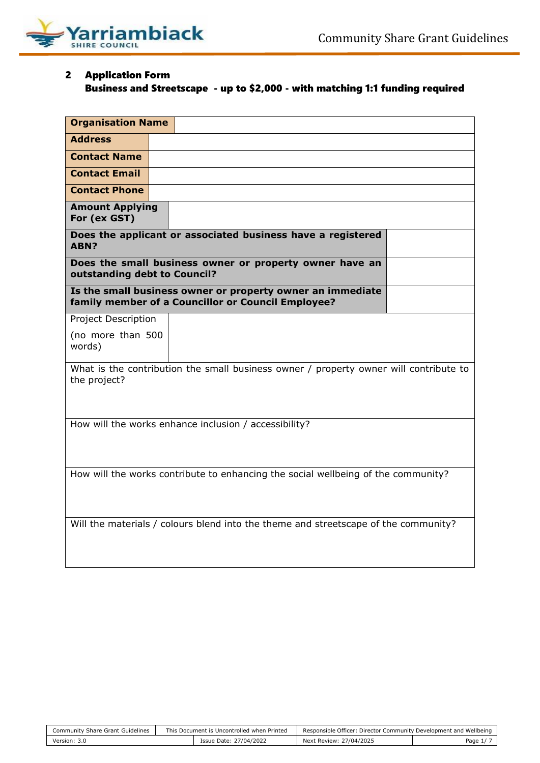## 2 Application Form

**Business and Streetscape - up to $2,000 - with matching 1:1 funding required**

| **Organisation Name** | |
|---|---|
| **Address** | |
| **Contact Name** | |
| **Contact Email** | |
| **Contact Phone** | |
| **Amount Applying For (ex GST)** | |
| **Does the applicant or associated business have a registered ABN?** | |
| **Does the small business owner or property owner have an outstanding debt to Council?** | |
| **Is the small business owner or property owner an immediate family member of a Councillor or Council Employee?** | |
| Project Description (no more than 500 words) | |
| What is the contribution the small business owner / property owner will contribute to the project? | |
| How will the works enhance inclusion / accessibility? | |
| How will the works contribute to enhancing the social wellbeing of the community? | |
| Will the materials / colours blend into the theme and streetscape of the community? | |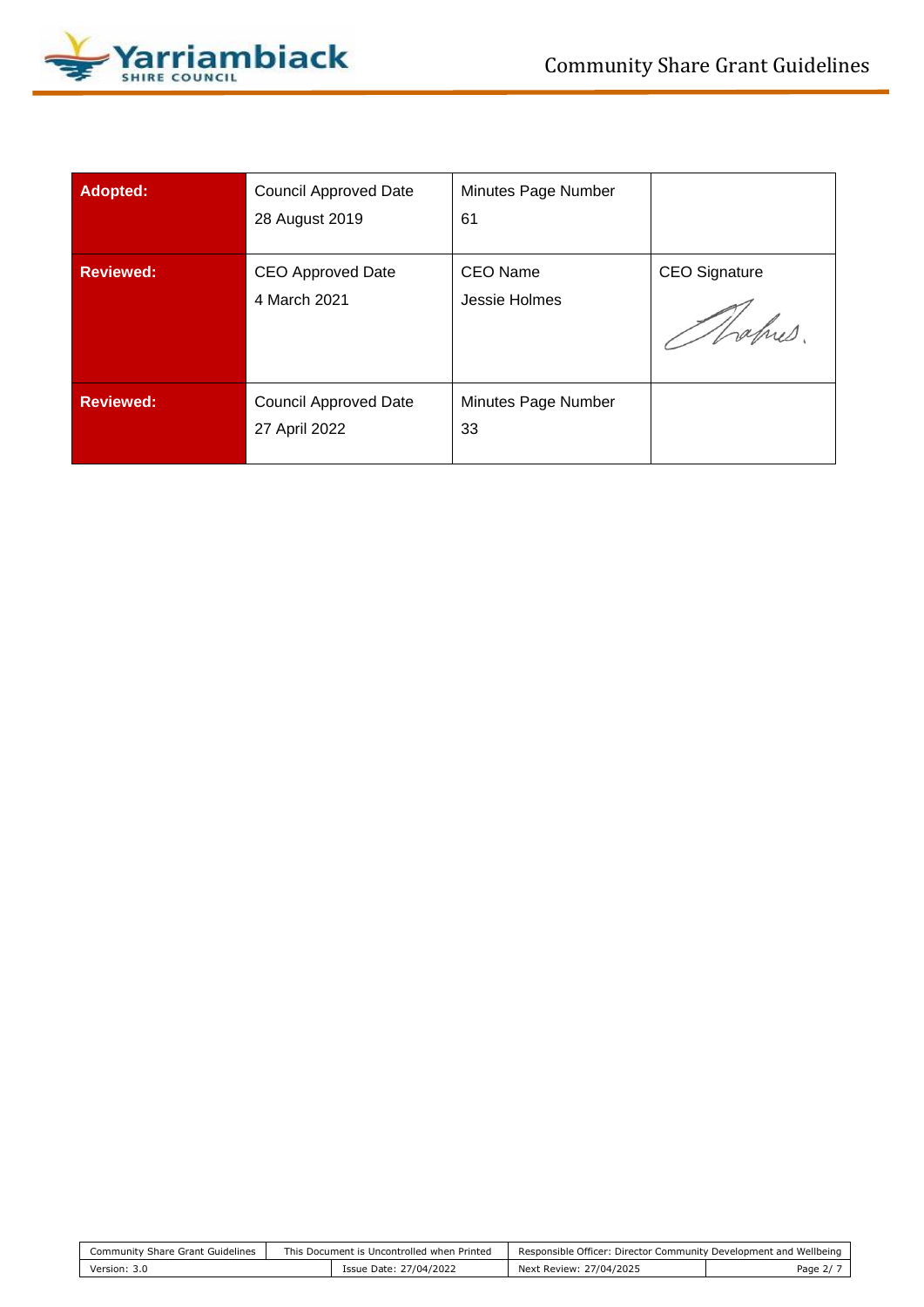| | | | |
|---|---|---|---|
| **Adopted:** | Council Approved Date<br>28 August 2019 | Minutes Page Number<br>61 | |
| **Reviewed:** | CEO Approved Date<br>4 March 2021 | CEO Name<br>Jessie Holmes | CEO Signature |
| **Reviewed:** | Council Approved Date<br>27 April 2022 | Minutes Page Number<br>33 | |